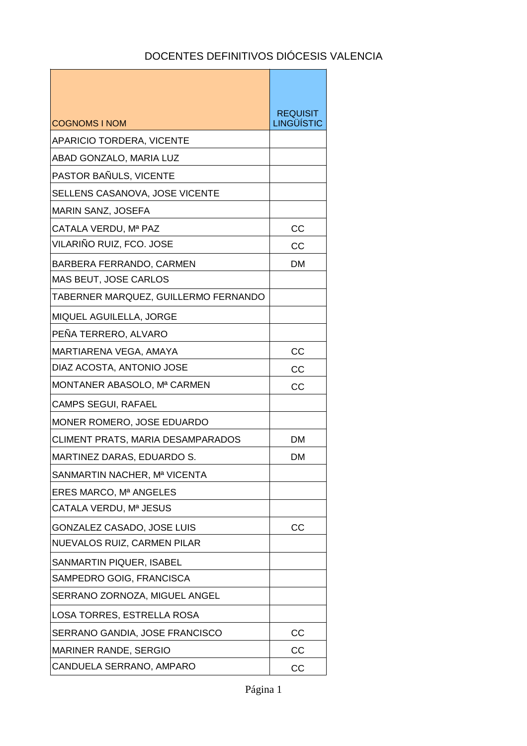# DOCENTES DEFINITIVOS DIÓCESIS VALENCIA

| COGNOMS I NOM | REQUISIT LINGÜÍSTIC |
|---|---|
| APARICIO TORDERA, VICENTE | |
| ABAD GONZALO, MARIA LUZ | |
| PASTOR BAÑULS, VICENTE | |
| SELLENS CASANOVA, JOSE VICENTE | |
| MARIN SANZ, JOSEFA | |
| CATALA VERDU, Mª PAZ | CC |
| VILARIÑO RUIZ, FCO. JOSE | CC |
| BARBERA FERRANDO, CARMEN | DM |
| MAS BEUT, JOSE CARLOS | |
| TABERNER MARQUEZ, GUILLERMO FERNANDO | |
| MIQUEL AGUILELLA, JORGE | |
| PEÑA TERRERO, ALVARO | |
| MARTIARENA VEGA, AMAYA | CC |
| DIAZ ACOSTA, ANTONIO JOSE | CC |
| MONTANER ABASOLO, Mª CARMEN | CC |
| CAMPS SEGUI, RAFAEL | |
| MONER ROMERO, JOSE EDUARDO | |
| CLIMENT PRATS, MARIA DESAMPARADOS | DM |
| MARTINEZ DARAS, EDUARDO S. | DM |
| SANMARTIN NACHER, Mª VICENTA | |
| ERES MARCO, Mª ANGELES | |
| CATALA VERDU, Mª JESUS | |
| GONZALEZ CASADO, JOSE LUIS | CC |
| NUEVALOS RUIZ, CARMEN PILAR | |
| SANMARTIN PIQUER, ISABEL | |
| SAMPEDRO GOIG, FRANCISCA | |
| SERRANO ZORNOZA, MIGUEL ANGEL | |
| LOSA TORRES, ESTRELLA ROSA | |
| SERRANO GANDIA, JOSE FRANCISCO | CC |
| MARINER RANDE, SERGIO | CC |
| CANDUELA SERRANO, AMPARO | CC |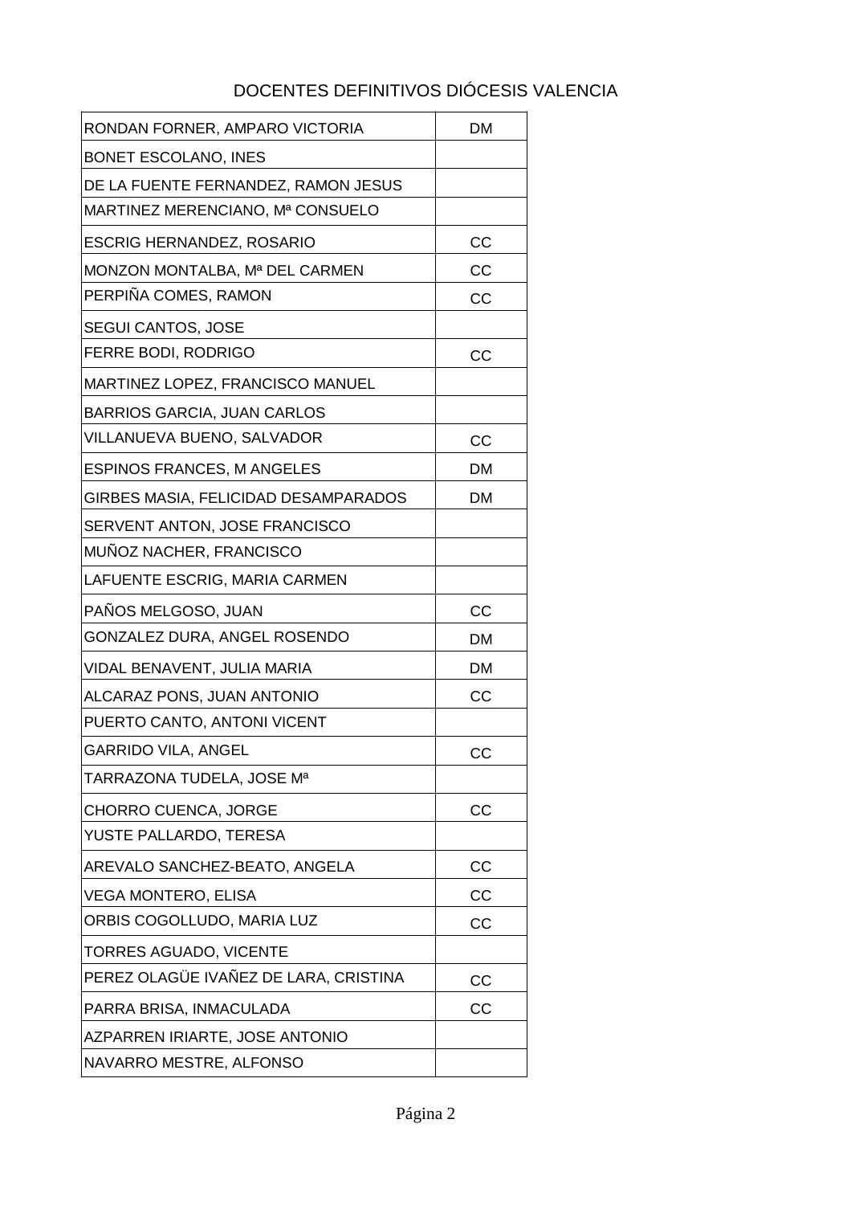DOCENTES DEFINITIVOS DIÓCESIS VALENCIA

| | |
|---|---|
| RONDAN FORNER, AMPARO VICTORIA | DM |
| BONET ESCOLANO, INES | |
| DE LA FUENTE FERNANDEZ, RAMON JESUS | |
| MARTINEZ MERENCIANO, Mª CONSUELO | |
| ESCRIG HERNANDEZ, ROSARIO | CC |
| MONZON MONTALBA, Mª DEL CARMEN | CC |
| PERPIÑA COMES, RAMON | CC |
| SEGUI CANTOS, JOSE | |
| FERRE BODI, RODRIGO | CC |
| MARTINEZ LOPEZ, FRANCISCO MANUEL | |
| BARRIOS GARCIA, JUAN CARLOS | |
| VILLANUEVA BUENO, SALVADOR | CC |
| ESPINOS FRANCES, M ANGELES | DM |
| GIRBES MASIA, FELICIDAD DESAMPARADOS | DM |
| SERVENT ANTON, JOSE FRANCISCO | |
| MUÑOZ NACHER, FRANCISCO | |
| LAFUENTE ESCRIG, MARIA CARMEN | |
| PAÑOS MELGOSO, JUAN | CC |
| GONZALEZ DURA, ANGEL ROSENDO | DM |
| VIDAL BENAVENT, JULIA MARIA | DM |
| ALCARAZ PONS, JUAN ANTONIO | CC |
| PUERTO CANTO, ANTONI VICENT | |
| GARRIDO VILA, ANGEL | CC |
| TARRAZONA TUDELA, JOSE Mª | |
| CHORRO CUENCA, JORGE | CC |
| YUSTE PALLARDO, TERESA | |
| AREVALO SANCHEZ-BEATO, ANGELA | CC |
| VEGA MONTERO, ELISA | CC |
| ORBIS COGOLLUDO, MARIA LUZ | CC |
| TORRES AGUADO, VICENTE | |
| PEREZ OLAGÜE IVAÑEZ DE LARA, CRISTINA | CC |
| PARRA BRISA, INMACULADA | CC |
| AZPARREN IRIARTE, JOSE ANTONIO | |
| NAVARRO MESTRE, ALFONSO | |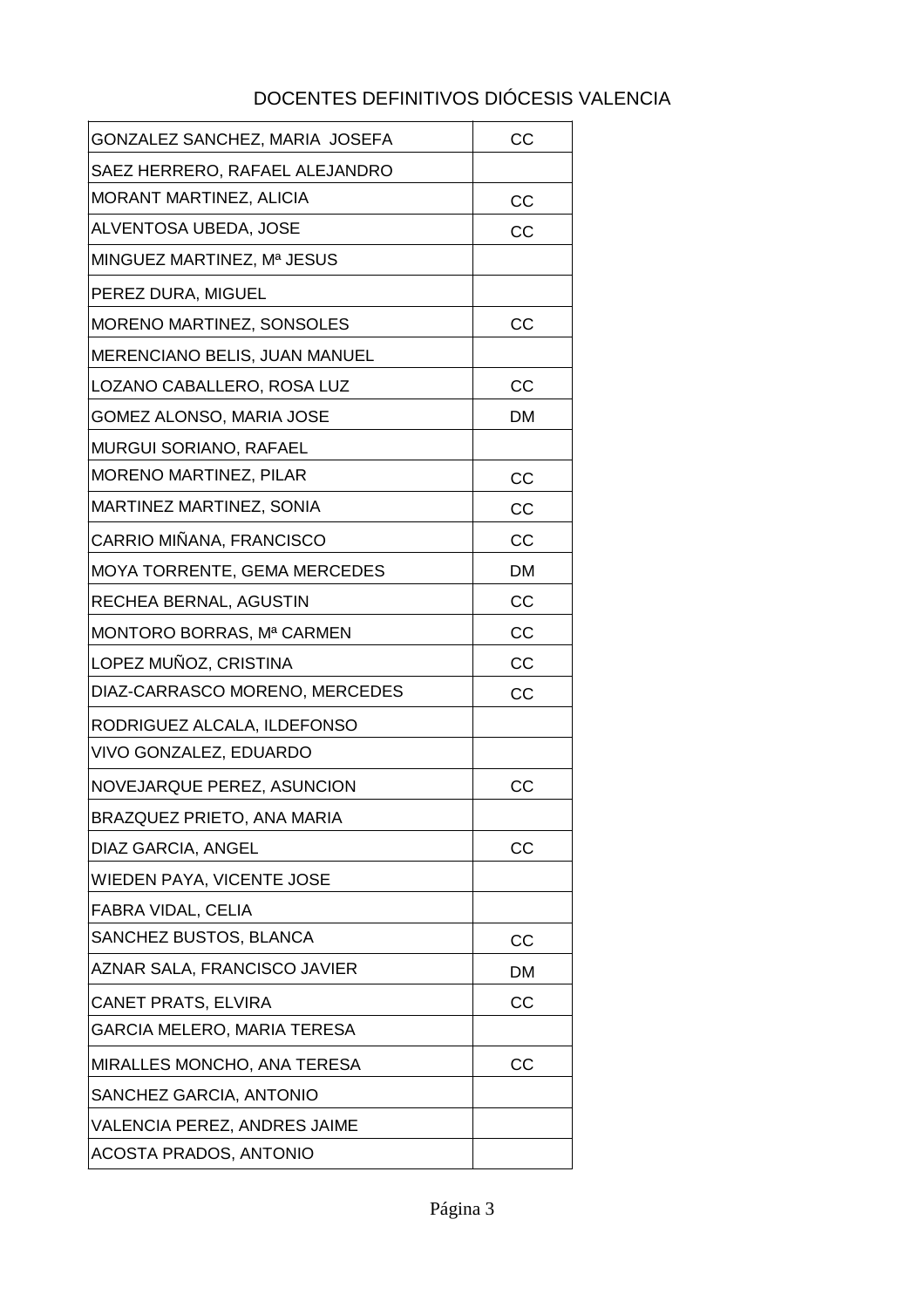DOCENTES DEFINITIVOS DIÓCESIS VALENCIA

| | |
|---|---|
| GONZALEZ SANCHEZ, MARIA  JOSEFA | CC |
| SAEZ HERRERO, RAFAEL ALEJANDRO | |
| MORANT MARTINEZ, ALICIA | CC |
| ALVENTOSA UBEDA, JOSE | CC |
| MINGUEZ MARTINEZ, Mª JESUS | |
| PEREZ DURA, MIGUEL | |
| MORENO MARTINEZ, SONSOLES | CC |
| MERENCIANO BELIS, JUAN MANUEL | |
| LOZANO CABALLERO, ROSA LUZ | CC |
| GOMEZ ALONSO, MARIA JOSE | DM |
| MURGUI SORIANO, RAFAEL | |
| MORENO MARTINEZ, PILAR | CC |
| MARTINEZ MARTINEZ, SONIA | CC |
| CARRIO MIÑANA, FRANCISCO | CC |
| MOYA TORRENTE, GEMA MERCEDES | DM |
| RECHEA BERNAL, AGUSTIN | CC |
| MONTORO BORRAS, Mª CARMEN | CC |
| LOPEZ MUÑOZ, CRISTINA | CC |
| DIAZ-CARRASCO MORENO, MERCEDES | CC |
| RODRIGUEZ ALCALA, ILDEFONSO | |
| VIVO GONZALEZ, EDUARDO | |
| NOVEJARQUE PEREZ, ASUNCION | CC |
| BRAZQUEZ PRIETO, ANA MARIA | |
| DIAZ GARCIA, ANGEL | CC |
| WIEDEN PAYA, VICENTE JOSE | |
| FABRA VIDAL, CELIA | |
| SANCHEZ BUSTOS, BLANCA | CC |
| AZNAR SALA, FRANCISCO JAVIER | DM |
| CANET PRATS, ELVIRA | CC |
| GARCIA MELERO, MARIA TERESA | |
| MIRALLES MONCHO, ANA TERESA | CC |
| SANCHEZ GARCIA, ANTONIO | |
| VALENCIA PEREZ, ANDRES JAIME | |
| ACOSTA PRADOS, ANTONIO | |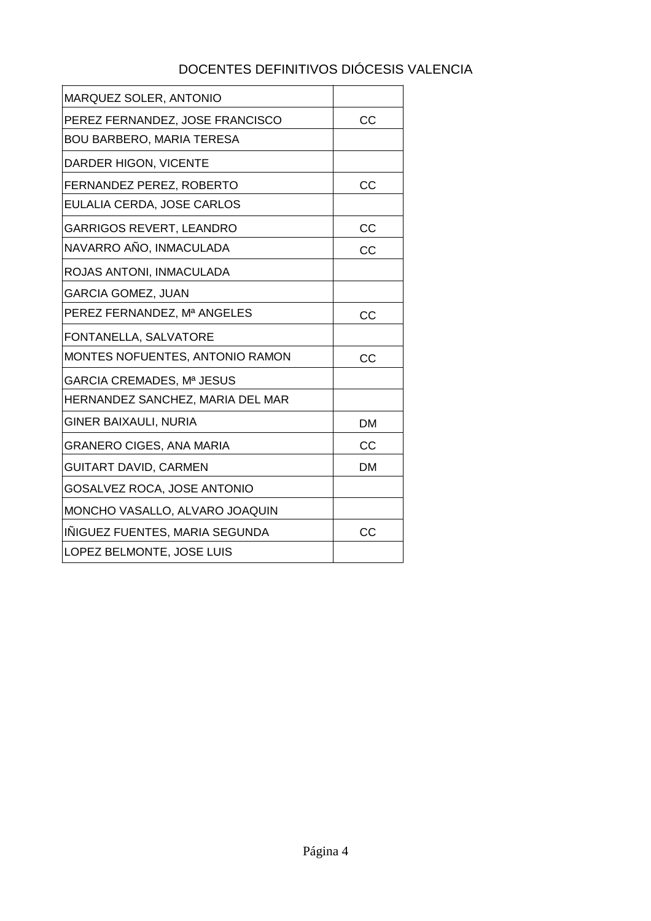DOCENTES DEFINITIVOS DIÓCESIS VALENCIA

| | |
|---|---|
| MARQUEZ SOLER, ANTONIO | |
| PEREZ FERNANDEZ, JOSE FRANCISCO | CC |
| BOU BARBERO, MARIA TERESA | |
| DARDER HIGON, VICENTE | |
| FERNANDEZ PEREZ, ROBERTO | CC |
| EULALIA CERDA, JOSE CARLOS | |
| GARRIGOS REVERT, LEANDRO | CC |
| NAVARRO AÑO, INMACULADA | CC |
| ROJAS ANTONI, INMACULADA | |
| GARCIA GOMEZ, JUAN | |
| PEREZ FERNANDEZ, Mª ANGELES | CC |
| FONTANELLA, SALVATORE | |
| MONTES NOFUENTES, ANTONIO RAMON | CC |
| GARCIA CREMADES, Mª JESUS | |
| HERNANDEZ SANCHEZ, MARIA DEL MAR | |
| GINER BAIXAULI, NURIA | DM |
| GRANERO CIGES, ANA MARIA | CC |
| GUITART DAVID, CARMEN | DM |
| GOSALVEZ ROCA, JOSE ANTONIO | |
| MONCHO VASALLO, ALVARO JOAQUIN | |
| IÑIGUEZ FUENTES, MARIA SEGUNDA | CC |
| LOPEZ BELMONTE, JOSE LUIS | |